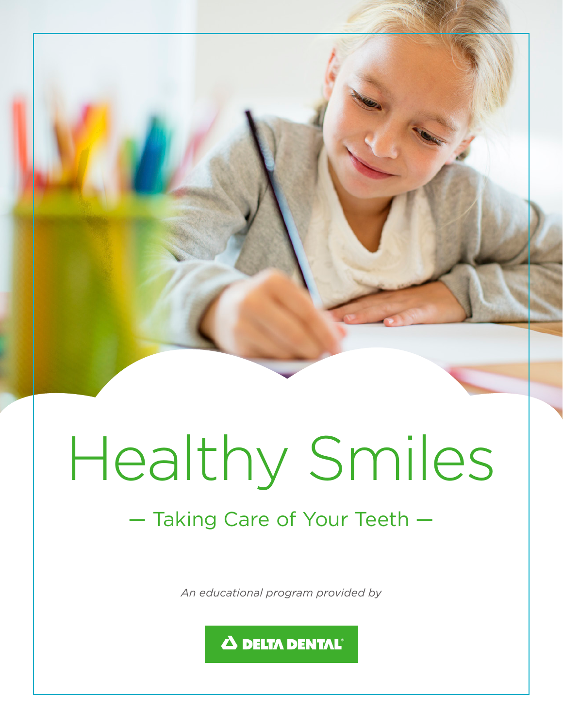# Healthy Smiles

— Taking Care of Your Teeth —

*An educational program provided by*

DELTA DENTAL®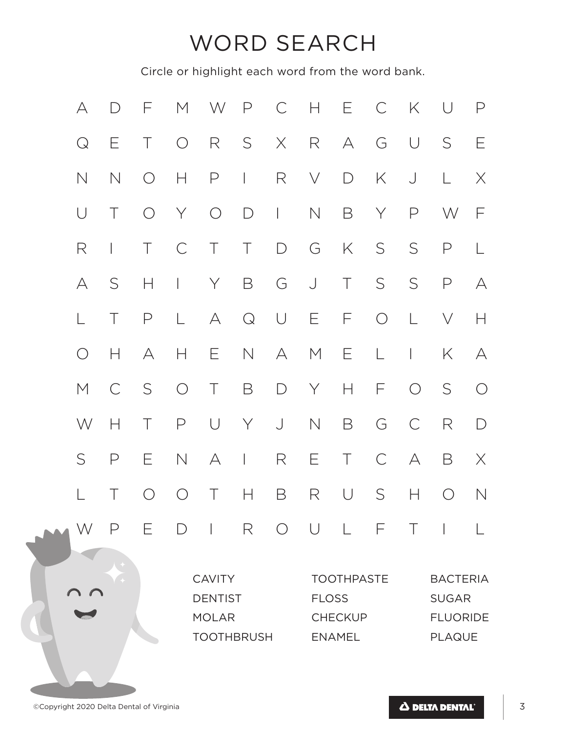# WORD SEARCH

Circle or highlight each word from the word bank.

| | | | | | | | | | | | | |
|---|---|---|---|---|---|---|---|---|---|---|---|---|
| A | D | F | M | W | P | C | H | E | C | K | U | P |
| Q | E | T | O | R | S | X | R | A | G | U | S | E |
| N | N | O | H | P | I | R | V | D | K | J | L | X |
| U | T | O | Y | O | D | I | N | B | Y | P | W | F |
| R | I | T | C | T | T | D | G | K | S | S | P | L |
| A | S | H | I | Y | B | G | J | T | S | S | P | A |
| L | T | P | L | A | Q | U | E | F | O | L | V | H |
| O | H | A | H | E | N | A | M | E | L | I | K | A |
| M | C | S | O | T | B | D | Y | H | F | O | S | O |
| W | H | T | P | U | Y | J | N | B | G | C | R | D |
| S | P | E | N | A | I | R | E | T | C | A | B | X |
| L | T | O | O | T | H | B | R | U | S | H | O | N |
| W | P | E | D | I | R | O | U | L | F | T | I | L |

| | | |
|---|---|---|
| CAVITY | TOOTHPASTE | BACTERIA |
| DENTIST | FLOSS | SUGAR |
| MOLAR | CHECKUP | FLUORIDE |
| TOOTHBRUSH | ENAMEL | PLAQUE |

©Copyright 2020 Delta Dental of Virginia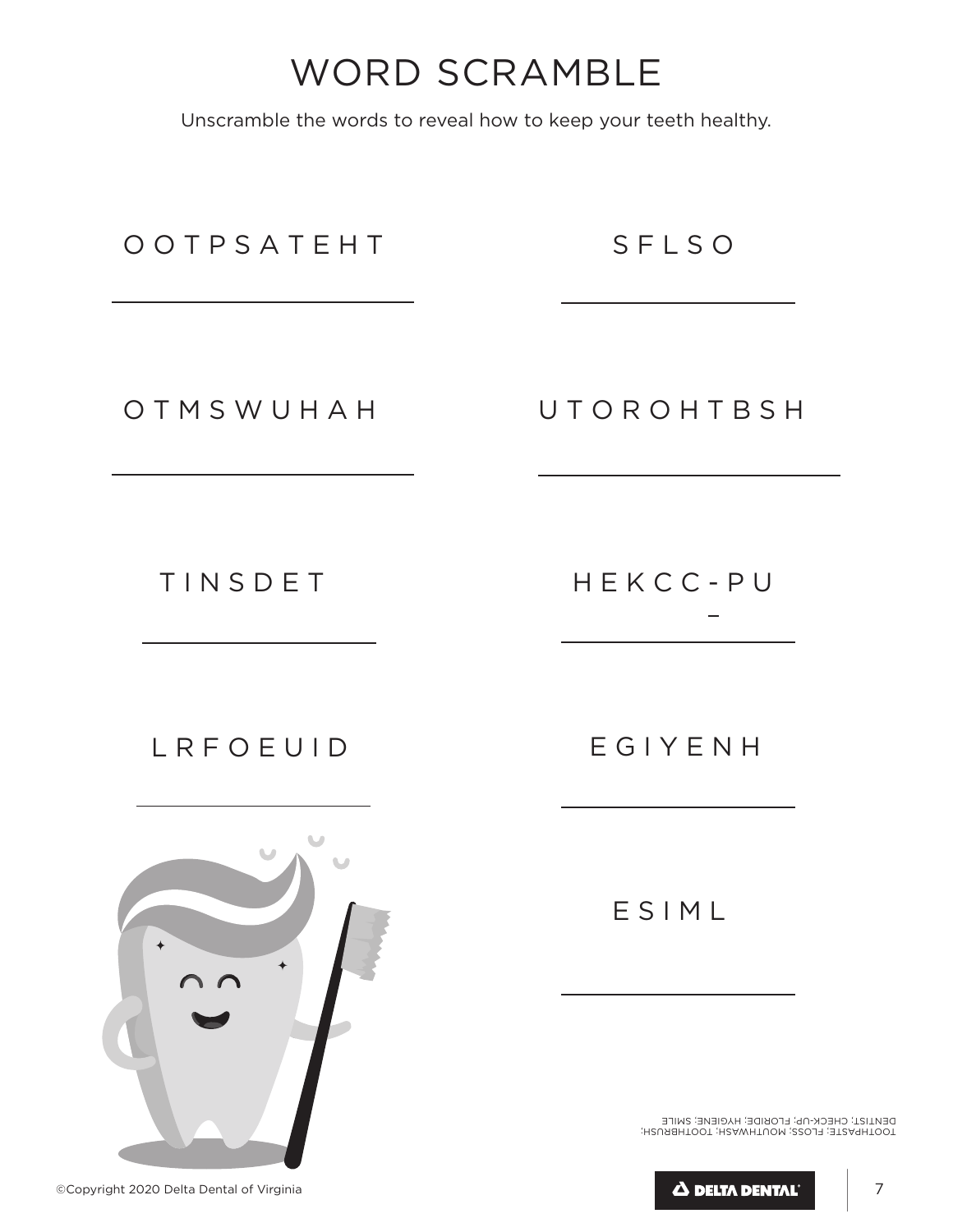# WORD SCRAMBLE

Unscramble the words to reveal how to keep your teeth healthy.

O O T P S A T E H T

_______________

S F L S O

_______________

O T M S W U H A H

_______________

U T O R O H T B S H

_______________

T I N S D E T

_______________

H E K C C - P U

_______________

L R F O E U I D

_______________

E G I Y E N H

_______________

E S I M L

_______________

TOOTHPASTE; FLOSS; MOUTHWASH; TOOTHBRUSH; DENTIST; CHECK-UP; FLORIDE; HYGIENE; SMILE

©Copyright 2020 Delta Dental of Virginia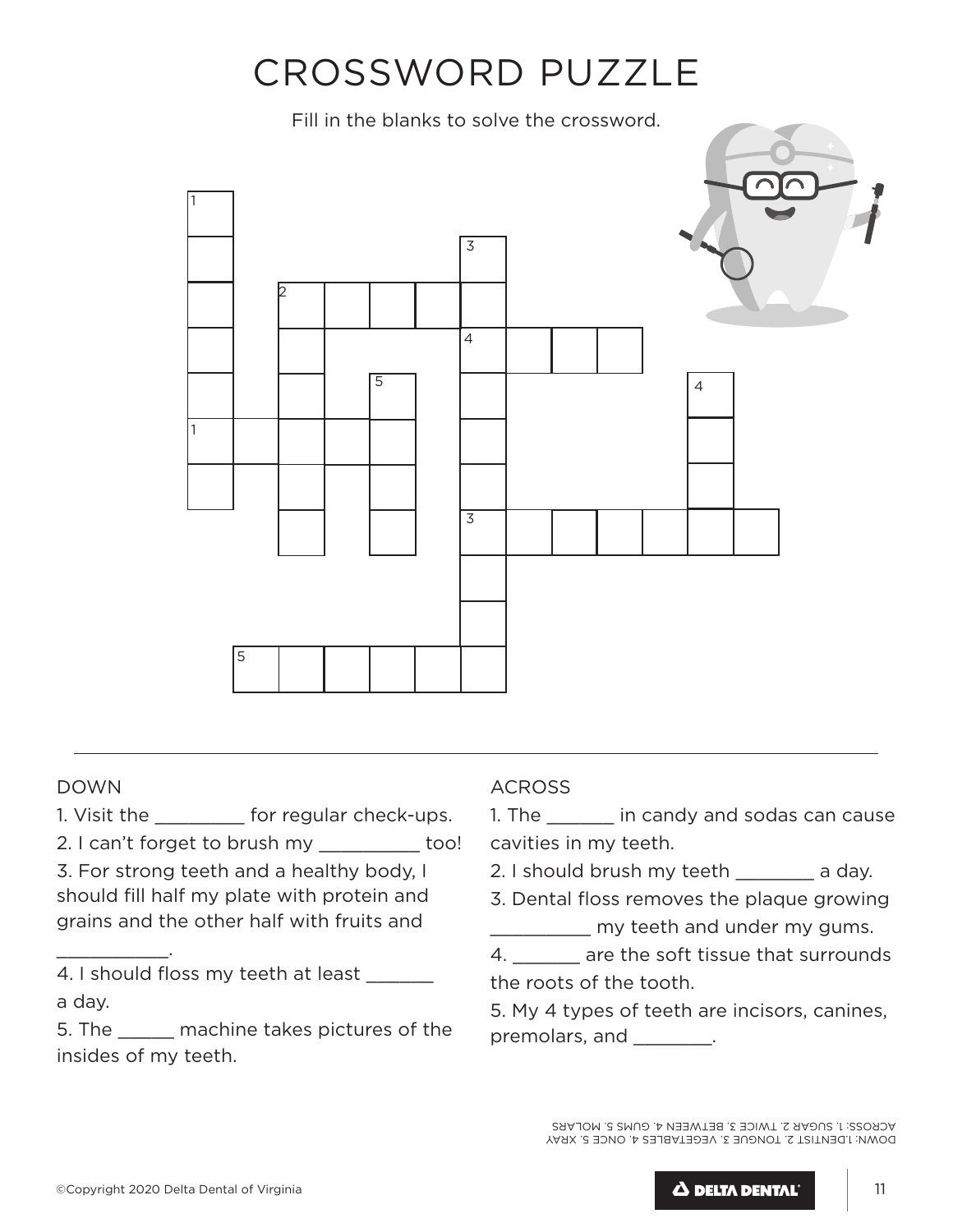# CROSSWORD PUZZLE

Fill in the blanks to solve the crossword.

## DOWN

1. Visit the _________ for regular check-ups.
2. I can't forget to brush my __________ too!
3. For strong teeth and a healthy body, I should fill half my plate with protein and grains and the other half with fruits and ___________.
4. I should floss my teeth at least _______ a day.
5. The ______ machine takes pictures of the insides of my teeth.

## ACROSS

1. The _______ in candy and sodas can cause cavities in my teeth.
2. I should brush my teeth ________ a day.
3. Dental floss removes the plaque growing __________ my teeth and under my gums.
4. _______ are the soft tissue that surrounds the roots of the tooth.
5. My 4 types of teeth are incisors, canines, premolars, and ________.

DOWN: 1.DENTIST 2. TONGUE 3. VEGETABLES 4. ONCE 5. XRAY
ACROSS: 1. SUGAR 2. TWICE 3. BETWEEN 4. GUMS 5. MOLARS

©Copyright 2020 Delta Dental of Virginia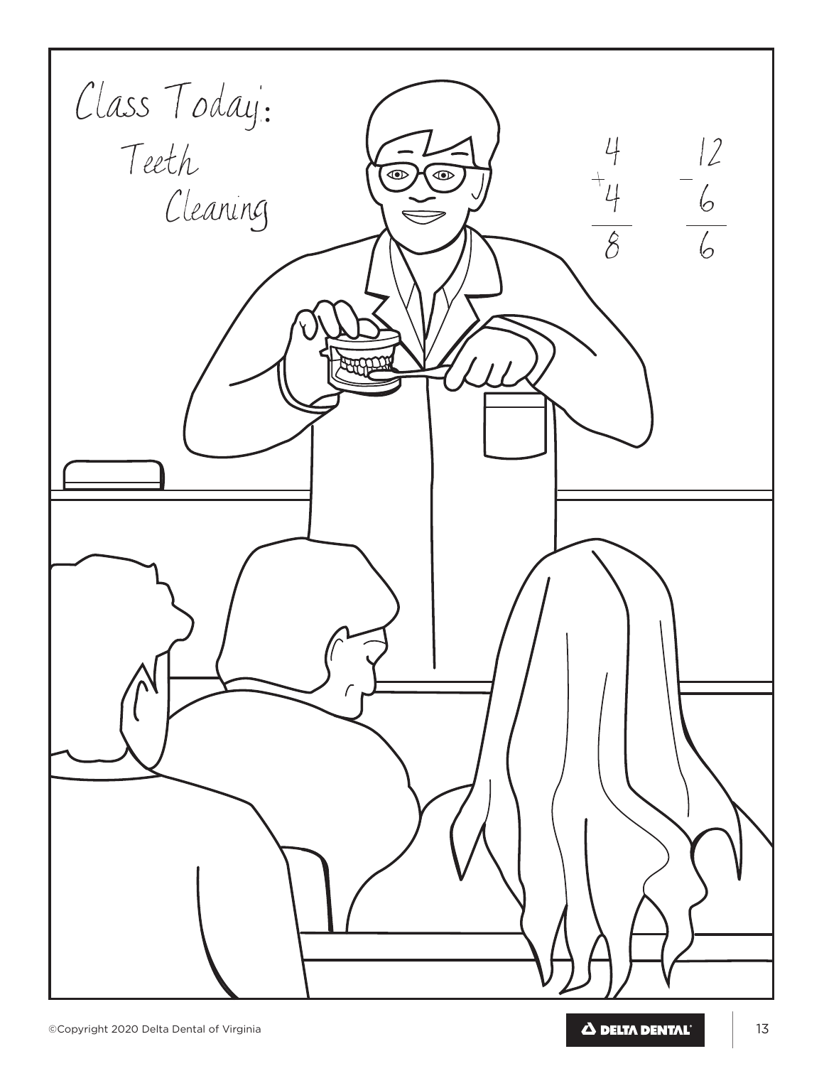Class Today:

Teeth Cleaning

$$
\begin{array}{r} 4 \\ +\ 4 \\ \hline 8 \end{array}
\qquad
\begin{array}{r} 12 \\ -\ 6 \\ \hline 6 \end{array}
$$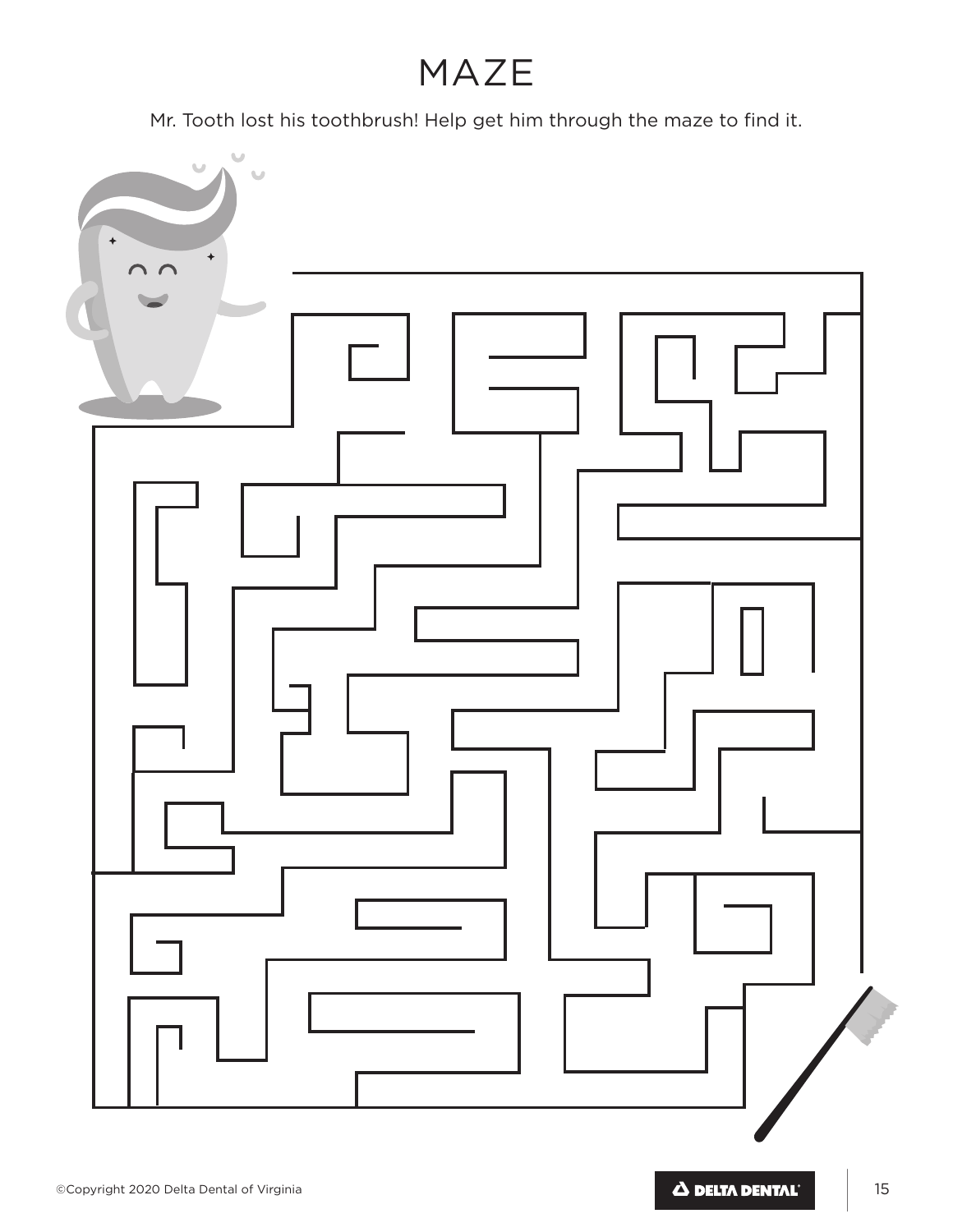# MAZE

Mr. Tooth lost his toothbrush! Help get him through the maze to find it.

©Copyright 2020 Delta Dental of Virginia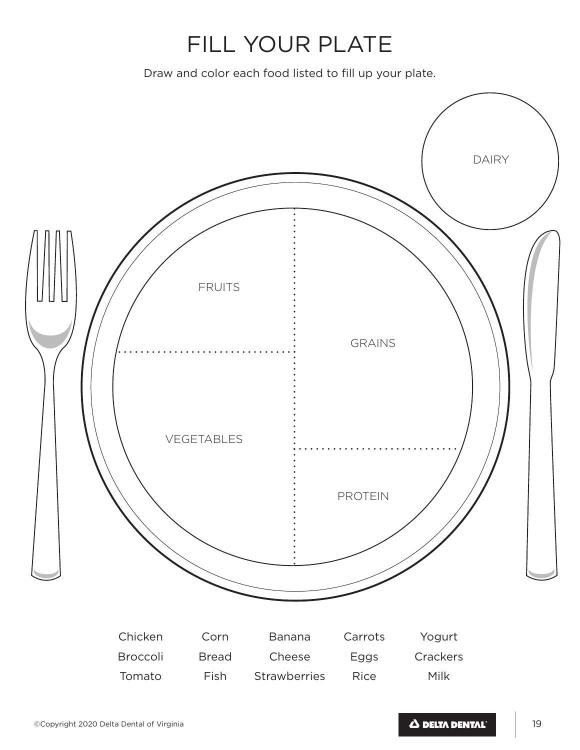# FILL YOUR PLATE

Draw and color each food listed to fill up your plate.

DAIRY

FRUITS

GRAINS

VEGETABLES

PROTEIN

| | | | | |
|---|---|---|---|---|
| Chicken | Corn | Banana | Carrots | Yogurt |
| Broccoli | Bread | Cheese | Eggs | Crackers |
| Tomato | Fish | Strawberries | Rice | Milk |

©Copyright 2020 Delta Dental of Virginia

DELTA DENTAL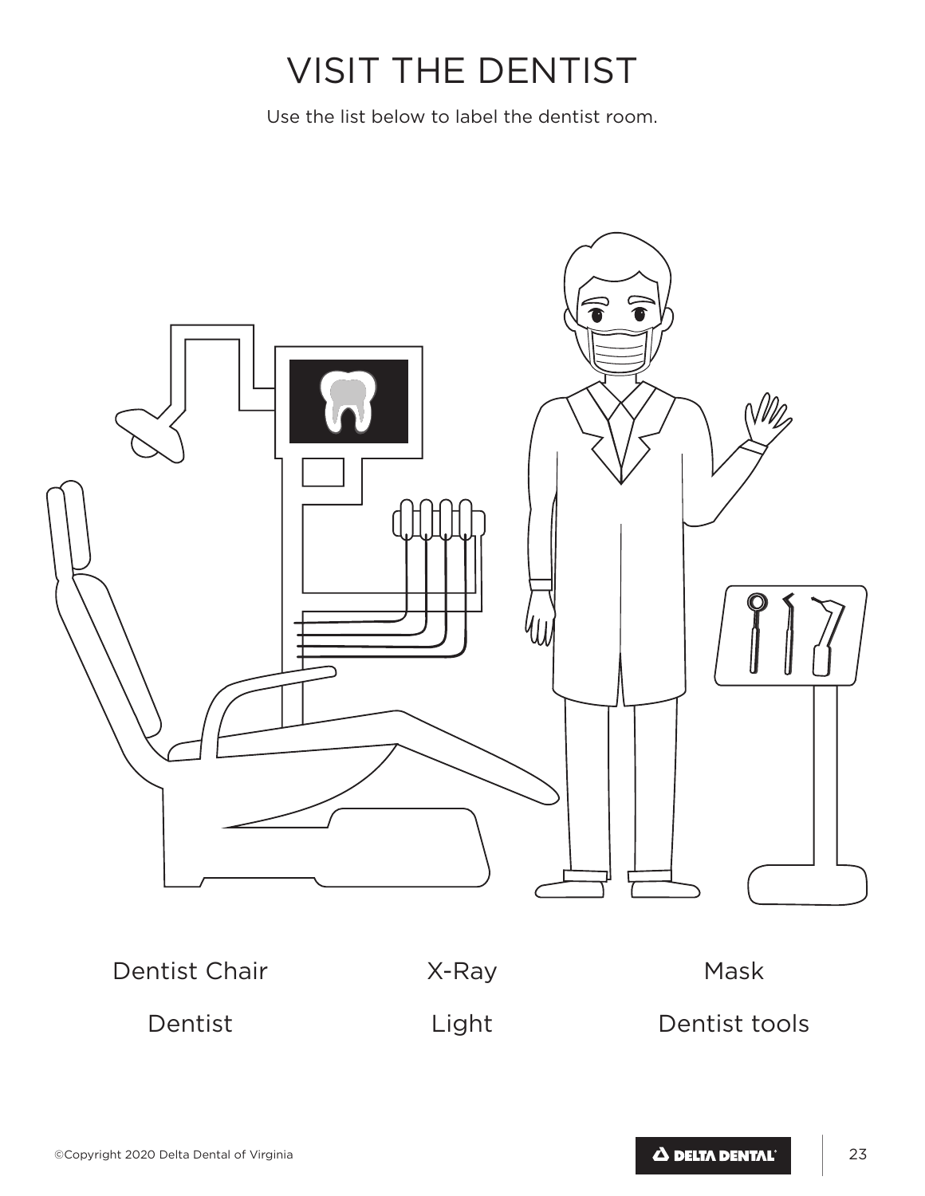# VISIT THE DENTIST

Use the list below to label the dentist room.

| | | |
|---|---|---|
| Dentist Chair | X-Ray | Mask |
| Dentist | Light | Dentist tools |

©Copyright 2020 Delta Dental of Virginia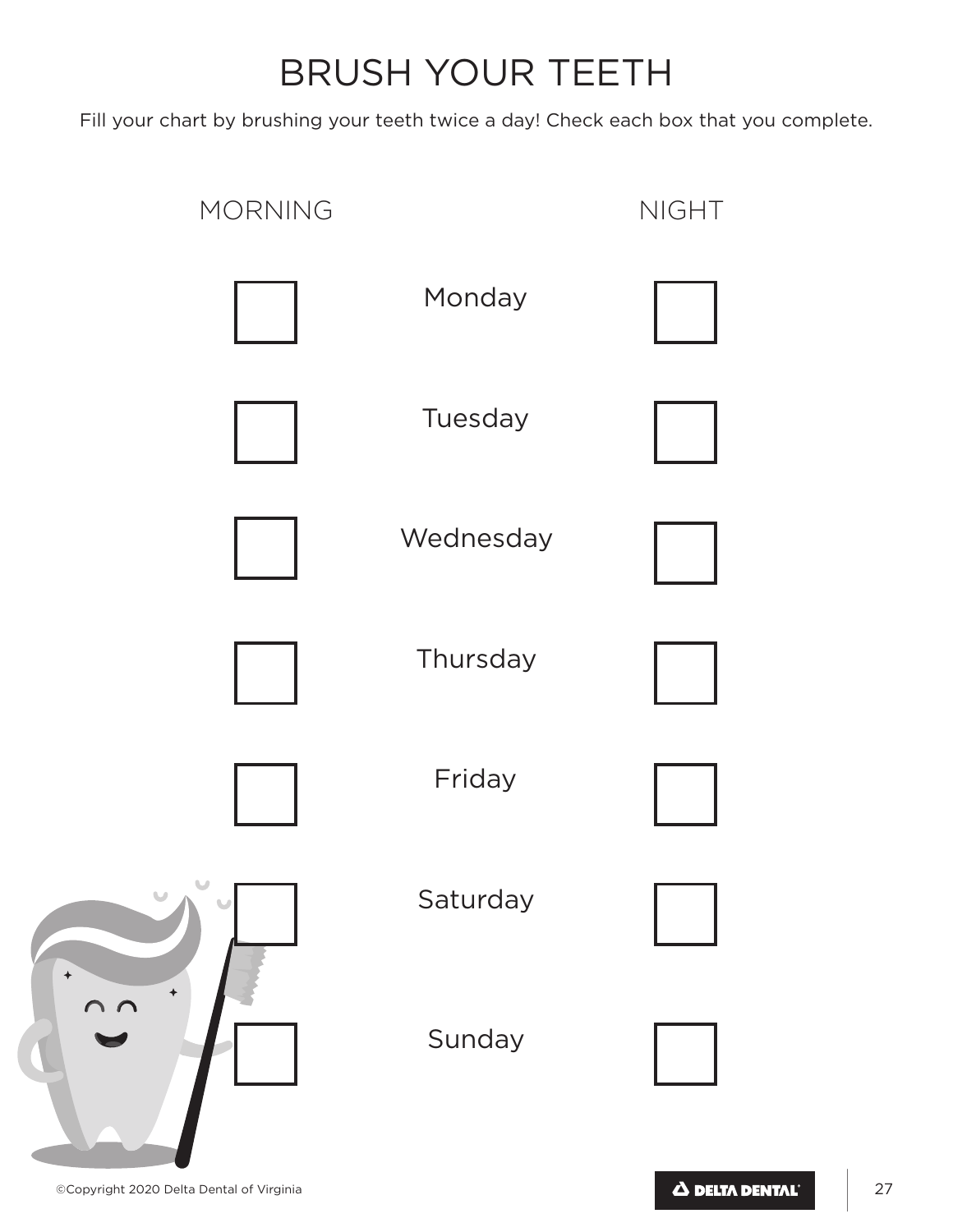# BRUSH YOUR TEETH

Fill your chart by brushing your teeth twice a day! Check each box that you complete.

| MORNING | | NIGHT |
| --- | --- | --- |
| ☐ | Monday | ☐ |
| ☐ | Tuesday | ☐ |
| ☐ | Wednesday | ☐ |
| ☐ | Thursday | ☐ |
| ☐ | Friday | ☐ |
| ☐ | Saturday | ☐ |
| ☐ | Sunday | ☐ |

©Copyright 2020 Delta Dental of Virginia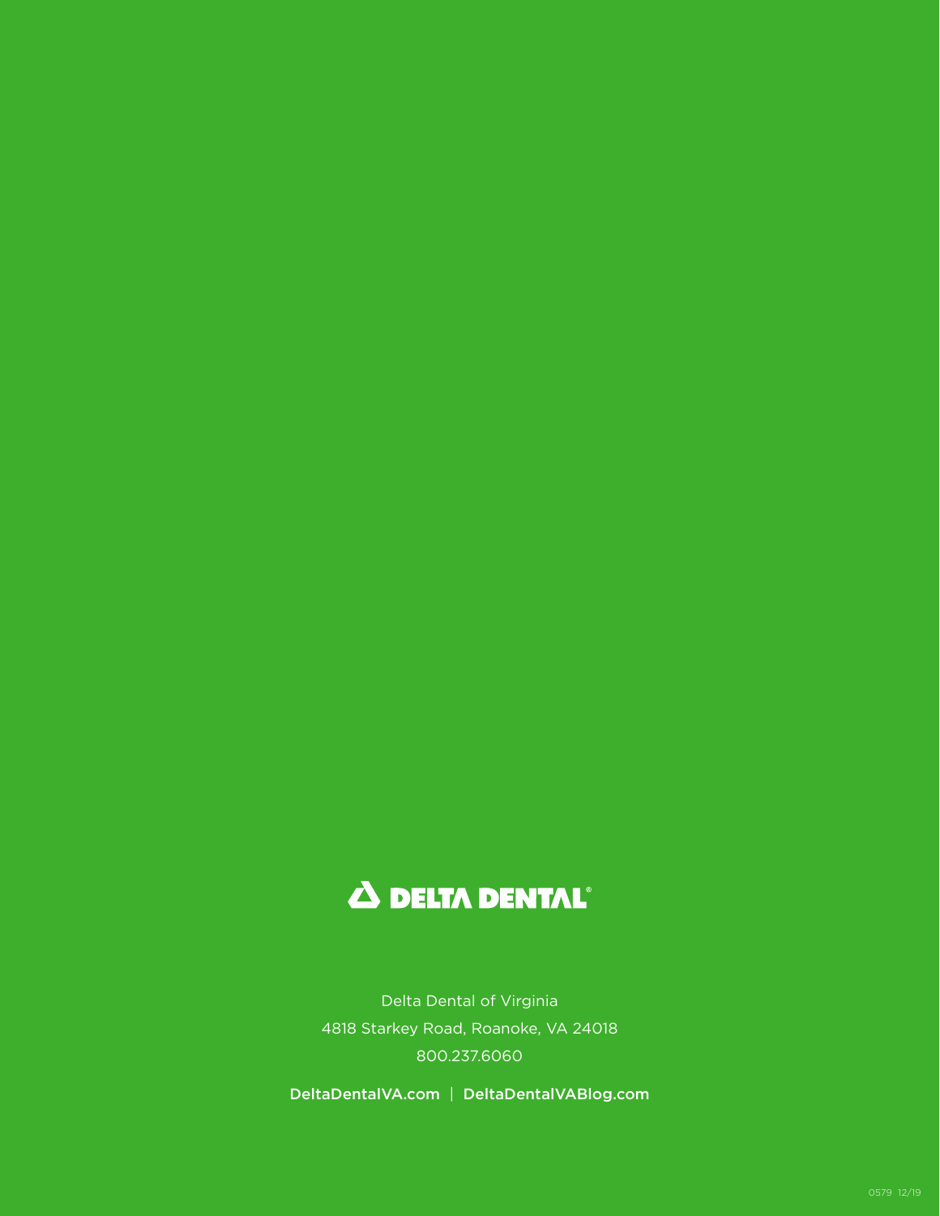DELTA DENTAL®

Delta Dental of Virginia

4818 Starkey Road, Roanoke, VA 24018

800.237.6060

**DeltaDentalVA.com** | **DeltaDentalVABlog.com**

0579 12/19